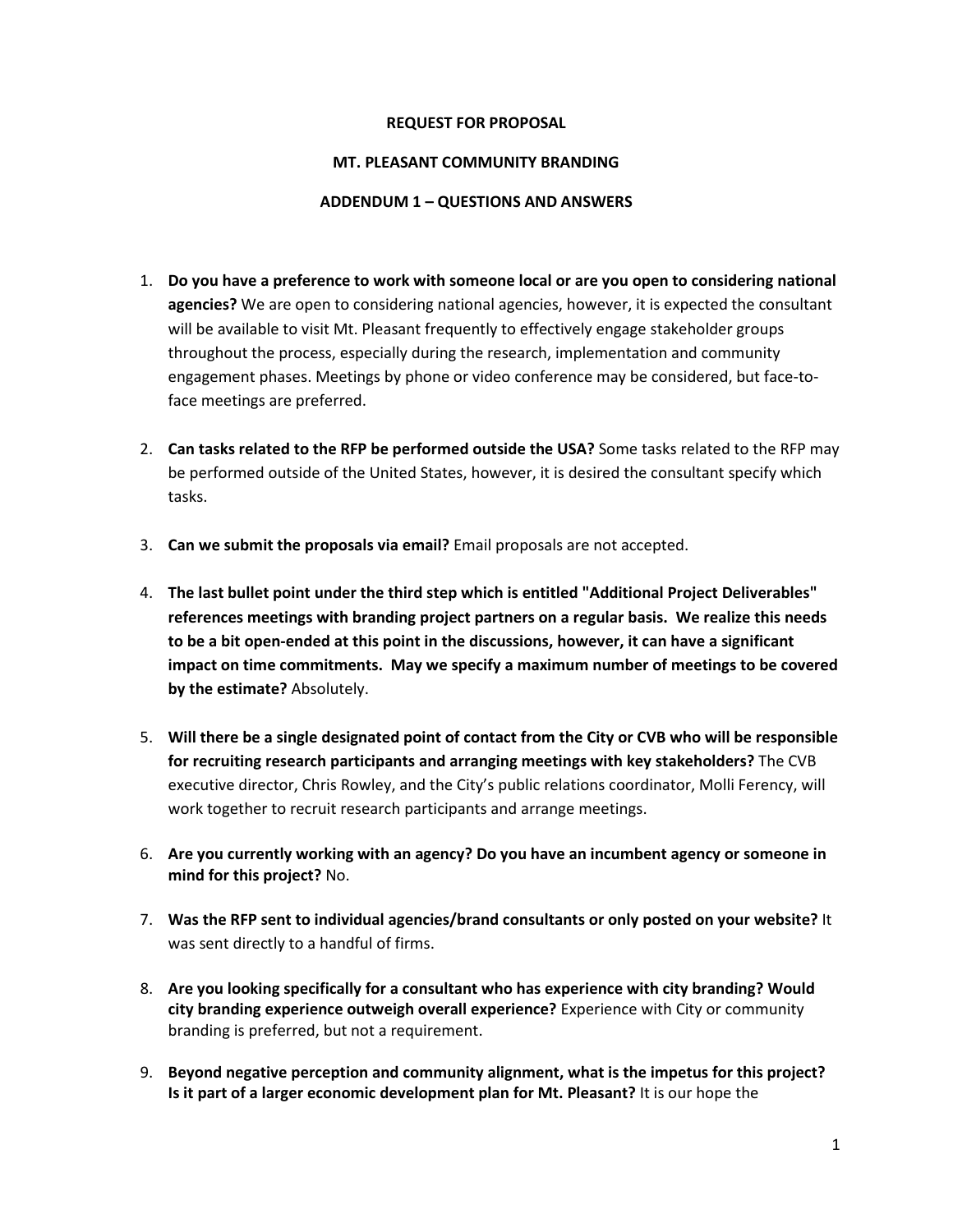**REQUEST FOR PROPOSAL**

**MT. PLEASANT COMMUNITY BRANDING**

**ADDENDUM 1 – QUESTIONS AND ANSWERS**

1. **Do you have a preference to work with someone local or are you open to considering national agencies?** We are open to considering national agencies, however, it is expected the consultant will be available to visit Mt. Pleasant frequently to effectively engage stakeholder groups throughout the process, especially during the research, implementation and community engagement phases. Meetings by phone or video conference may be considered, but face-to-face meetings are preferred.

2. **Can tasks related to the RFP be performed outside the USA?** Some tasks related to the RFP may be performed outside of the United States, however, it is desired the consultant specify which tasks.

3. **Can we submit the proposals via email?** Email proposals are not accepted.

4. **The last bullet point under the third step which is entitled "Additional Project Deliverables" references meetings with branding project partners on a regular basis. We realize this needs to be a bit open-ended at this point in the discussions, however, it can have a significant impact on time commitments. May we specify a maximum number of meetings to be covered by the estimate?** Absolutely.

5. **Will there be a single designated point of contact from the City or CVB who will be responsible for recruiting research participants and arranging meetings with key stakeholders?** The CVB executive director, Chris Rowley, and the City's public relations coordinator, Molli Ferency, will work together to recruit research participants and arrange meetings.

6. **Are you currently working with an agency? Do you have an incumbent agency or someone in mind for this project?** No.

7. **Was the RFP sent to individual agencies/brand consultants or only posted on your website?** It was sent directly to a handful of firms.

8. **Are you looking specifically for a consultant who has experience with city branding? Would city branding experience outweigh overall experience?** Experience with City or community branding is preferred, but not a requirement.

9. **Beyond negative perception and community alignment, what is the impetus for this project? Is it part of a larger economic development plan for Mt. Pleasant?** It is our hope the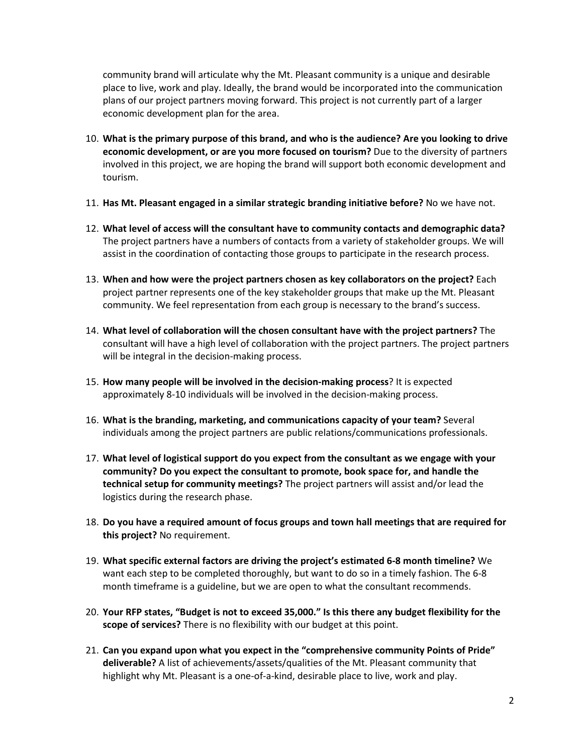community brand will articulate why the Mt. Pleasant community is a unique and desirable place to live, work and play. Ideally, the brand would be incorporated into the communication plans of our project partners moving forward. This project is not currently part of a larger economic development plan for the area.

10. **What is the primary purpose of this brand, and who is the audience? Are you looking to drive economic development, or are you more focused on tourism?** Due to the diversity of partners involved in this project, we are hoping the brand will support both economic development and tourism.

11. **Has Mt. Pleasant engaged in a similar strategic branding initiative before?** No we have not.

12. **What level of access will the consultant have to community contacts and demographic data?** The project partners have a numbers of contacts from a variety of stakeholder groups. We will assist in the coordination of contacting those groups to participate in the research process.

13. **When and how were the project partners chosen as key collaborators on the project?** Each project partner represents one of the key stakeholder groups that make up the Mt. Pleasant community. We feel representation from each group is necessary to the brand's success.

14. **What level of collaboration will the chosen consultant have with the project partners?** The consultant will have a high level of collaboration with the project partners. The project partners will be integral in the decision-making process.

15. **How many people will be involved in the decision-making process**? It is expected approximately 8-10 individuals will be involved in the decision-making process.

16. **What is the branding, marketing, and communications capacity of your team?** Several individuals among the project partners are public relations/communications professionals.

17. **What level of logistical support do you expect from the consultant as we engage with your community? Do you expect the consultant to promote, book space for, and handle the technical setup for community meetings?** The project partners will assist and/or lead the logistics during the research phase.

18. **Do you have a required amount of focus groups and town hall meetings that are required for this project?** No requirement.

19. **What specific external factors are driving the project's estimated 6-8 month timeline?** We want each step to be completed thoroughly, but want to do so in a timely fashion. The 6-8 month timeframe is a guideline, but we are open to what the consultant recommends.

20. **Your RFP states, "Budget is not to exceed 35,000." Is this there any budget flexibility for the scope of services?** There is no flexibility with our budget at this point.

21. **Can you expand upon what you expect in the "comprehensive community Points of Pride" deliverable?** A list of achievements/assets/qualities of the Mt. Pleasant community that highlight why Mt. Pleasant is a one-of-a-kind, desirable place to live, work and play.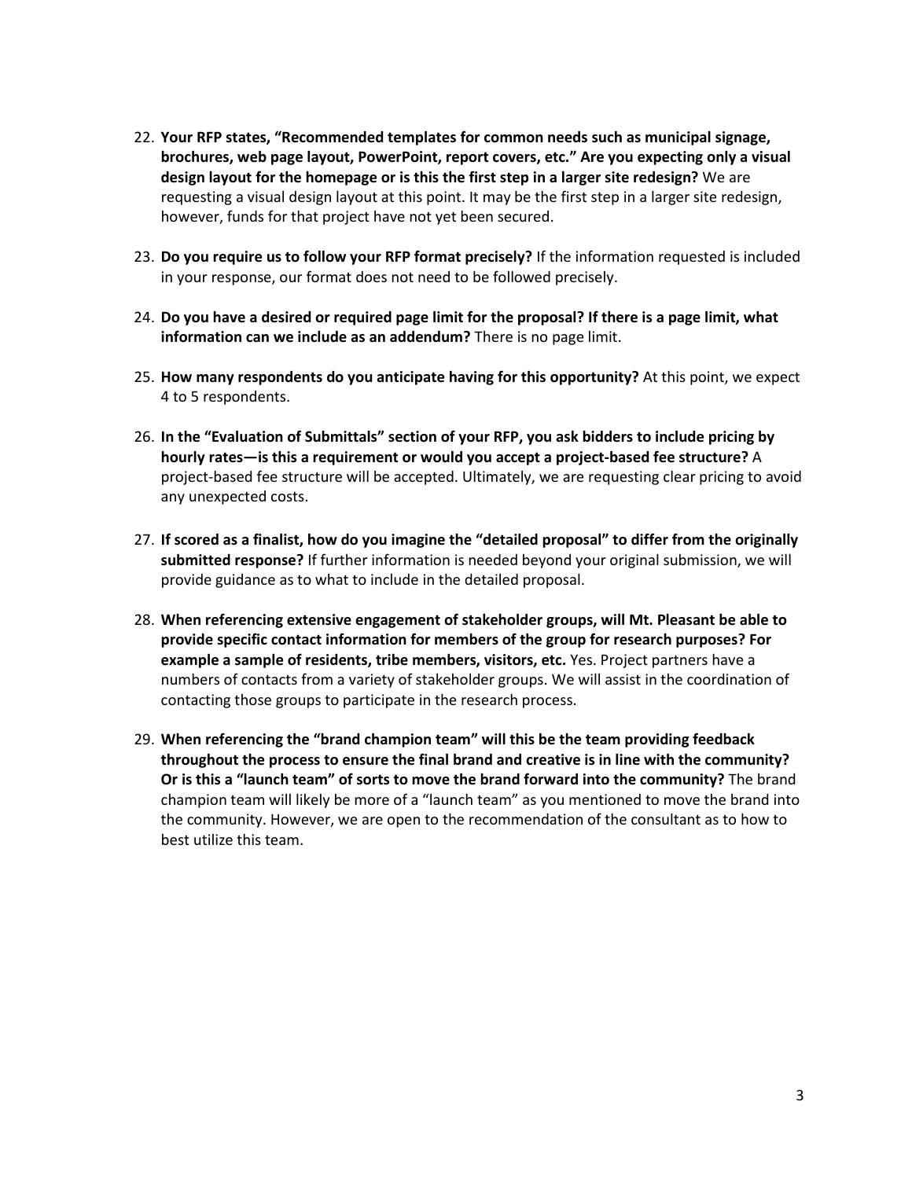22. **Your RFP states, “Recommended templates for common needs such as municipal signage, brochures, web page layout, PowerPoint, report covers, etc.” Are you expecting only a visual design layout for the homepage or is this the first step in a larger site redesign?** We are requesting a visual design layout at this point. It may be the first step in a larger site redesign, however, funds for that project have not yet been secured.

23. **Do you require us to follow your RFP format precisely?** If the information requested is included in your response, our format does not need to be followed precisely.

24. **Do you have a desired or required page limit for the proposal? If there is a page limit, what information can we include as an addendum?** There is no page limit.

25. **How many respondents do you anticipate having for this opportunity?** At this point, we expect 4 to 5 respondents.

26. **In the “Evaluation of Submittals” section of your RFP, you ask bidders to include pricing by hourly rates—is this a requirement or would you accept a project-based fee structure?** A project-based fee structure will be accepted. Ultimately, we are requesting clear pricing to avoid any unexpected costs.

27. **If scored as a finalist, how do you imagine the “detailed proposal” to differ from the originally submitted response?** If further information is needed beyond your original submission, we will provide guidance as to what to include in the detailed proposal.

28. **When referencing extensive engagement of stakeholder groups, will Mt. Pleasant be able to provide specific contact information for members of the group for research purposes? For example a sample of residents, tribe members, visitors, etc.** Yes. Project partners have a numbers of contacts from a variety of stakeholder groups. We will assist in the coordination of contacting those groups to participate in the research process.

29. **When referencing the “brand champion team” will this be the team providing feedback throughout the process to ensure the final brand and creative is in line with the community? Or is this a “launch team” of sorts to move the brand forward into the community?** The brand champion team will likely be more of a “launch team” as you mentioned to move the brand into the community. However, we are open to the recommendation of the consultant as to how to best utilize this team.